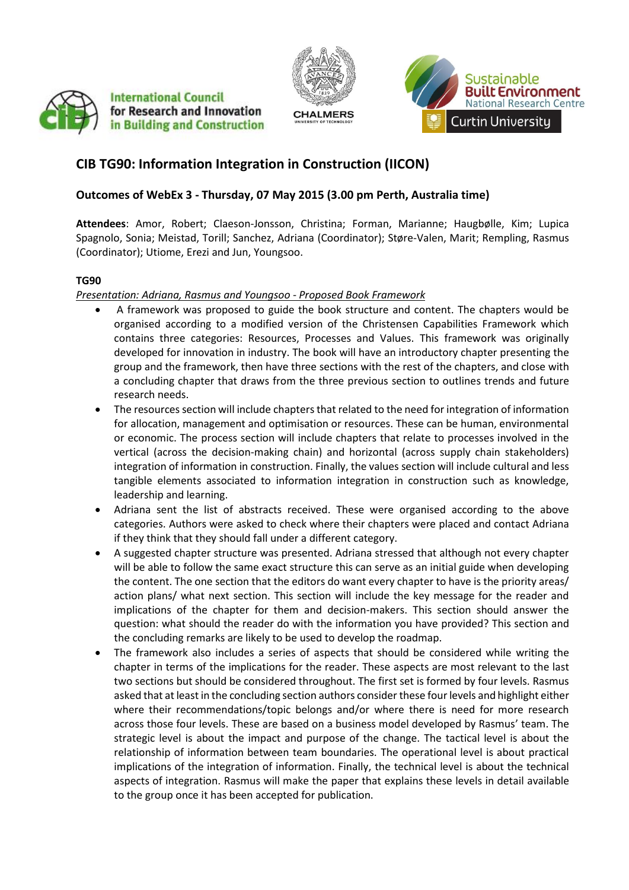International Council for Research and Innovation in Building and Construction

CHALMERS UNIVERSITY OF TECHNOLOGY

Sustainable Built Environment National Research Centre — Curtin University

## CIB TG90: Information Integration in Construction (IICON)

### Outcomes of WebEx 3 - Thursday, 07 May 2015 (3.00 pm Perth, Australia time)

**Attendees**: Amor, Robert; Claeson-Jonsson, Christina; Forman, Marianne; Haugbølle, Kim; Lupica Spagnolo, Sonia; Meistad, Torill; Sanchez, Adriana (Coordinator); Støre-Valen, Marit; Rempling, Rasmus (Coordinator); Utiome, Erezi and Jun, Youngsoo.

#### TG90

*Presentation: Adriana, Rasmus and Youngsoo - Proposed Book Framework*

- A framework was proposed to guide the book structure and content. The chapters would be organised according to a modified version of the Christensen Capabilities Framework which contains three categories: Resources, Processes and Values. This framework was originally developed for innovation in industry. The book will have an introductory chapter presenting the group and the framework, then have three sections with the rest of the chapters, and close with a concluding chapter that draws from the three previous section to outlines trends and future research needs.
- The resources section will include chapters that related to the need for integration of information for allocation, management and optimisation or resources. These can be human, environmental or economic. The process section will include chapters that relate to processes involved in the vertical (across the decision-making chain) and horizontal (across supply chain stakeholders) integration of information in construction. Finally, the values section will include cultural and less tangible elements associated to information integration in construction such as knowledge, leadership and learning.
- Adriana sent the list of abstracts received. These were organised according to the above categories. Authors were asked to check where their chapters were placed and contact Adriana if they think that they should fall under a different category.
- A suggested chapter structure was presented. Adriana stressed that although not every chapter will be able to follow the same exact structure this can serve as an initial guide when developing the content. The one section that the editors do want every chapter to have is the priority areas/ action plans/ what next section. This section will include the key message for the reader and implications of the chapter for them and decision-makers. This section should answer the question: what should the reader do with the information you have provided? This section and the concluding remarks are likely to be used to develop the roadmap.
- The framework also includes a series of aspects that should be considered while writing the chapter in terms of the implications for the reader. These aspects are most relevant to the last two sections but should be considered throughout. The first set is formed by four levels. Rasmus asked that at least in the concluding section authors consider these four levels and highlight either where their recommendations/topic belongs and/or where there is need for more research across those four levels. These are based on a business model developed by Rasmus' team. The strategic level is about the impact and purpose of the change. The tactical level is about the relationship of information between team boundaries. The operational level is about practical implications of the integration of information. Finally, the technical level is about the technical aspects of integration. Rasmus will make the paper that explains these levels in detail available to the group once it has been accepted for publication.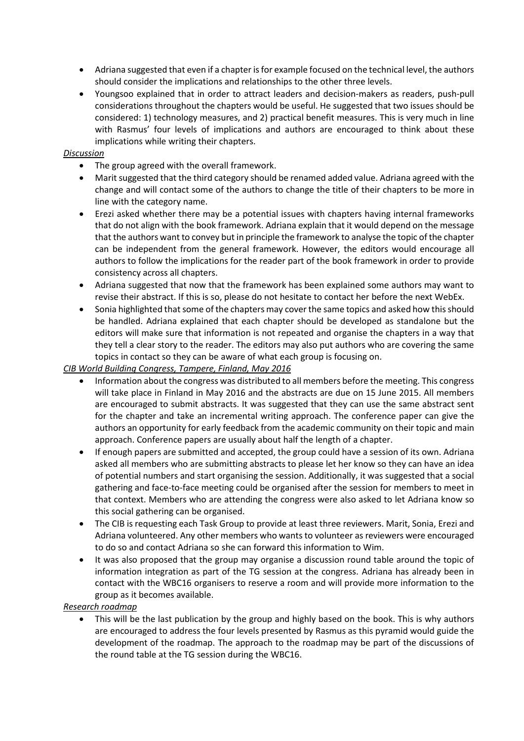- Adriana suggested that even if a chapter is for example focused on the technical level, the authors should consider the implications and relationships to the other three levels.
- Youngsoo explained that in order to attract leaders and decision-makers as readers, push-pull considerations throughout the chapters would be useful. He suggested that two issues should be considered: 1) technology measures, and 2) practical benefit measures. This is very much in line with Rasmus' four levels of implications and authors are encouraged to think about these implications while writing their chapters.

<u>*Discussion*</u>

- The group agreed with the overall framework.
- Marit suggested that the third category should be renamed added value. Adriana agreed with the change and will contact some of the authors to change the title of their chapters to be more in line with the category name.
- Erezi asked whether there may be a potential issues with chapters having internal frameworks that do not align with the book framework. Adriana explain that it would depend on the message that the authors want to convey but in principle the framework to analyse the topic of the chapter can be independent from the general framework. However, the editors would encourage all authors to follow the implications for the reader part of the book framework in order to provide consistency across all chapters.
- Adriana suggested that now that the framework has been explained some authors may want to revise their abstract. If this is so, please do not hesitate to contact her before the next WebEx.
- Sonia highlighted that some of the chapters may cover the same topics and asked how this should be handled. Adriana explained that each chapter should be developed as standalone but the editors will make sure that information is not repeated and organise the chapters in a way that they tell a clear story to the reader. The editors may also put authors who are covering the same topics in contact so they can be aware of what each group is focusing on.

<u>*CIB World Building Congress, Tampere, Finland, May 2016*</u>

- Information about the congress was distributed to all members before the meeting. This congress will take place in Finland in May 2016 and the abstracts are due on 15 June 2015. All members are encouraged to submit abstracts. It was suggested that they can use the same abstract sent for the chapter and take an incremental writing approach. The conference paper can give the authors an opportunity for early feedback from the academic community on their topic and main approach. Conference papers are usually about half the length of a chapter.
- If enough papers are submitted and accepted, the group could have a session of its own. Adriana asked all members who are submitting abstracts to please let her know so they can have an idea of potential numbers and start organising the session. Additionally, it was suggested that a social gathering and face-to-face meeting could be organised after the session for members to meet in that context. Members who are attending the congress were also asked to let Adriana know so this social gathering can be organised.
- The CIB is requesting each Task Group to provide at least three reviewers. Marit, Sonia, Erezi and Adriana volunteered. Any other members who wants to volunteer as reviewers were encouraged to do so and contact Adriana so she can forward this information to Wim.
- It was also proposed that the group may organise a discussion round table around the topic of information integration as part of the TG session at the congress. Adriana has already been in contact with the WBC16 organisers to reserve a room and will provide more information to the group as it becomes available.

<u>*Research roadmap*</u>

- This will be the last publication by the group and highly based on the book. This is why authors are encouraged to address the four levels presented by Rasmus as this pyramid would guide the development of the roadmap. The approach to the roadmap may be part of the discussions of the round table at the TG session during the WBC16.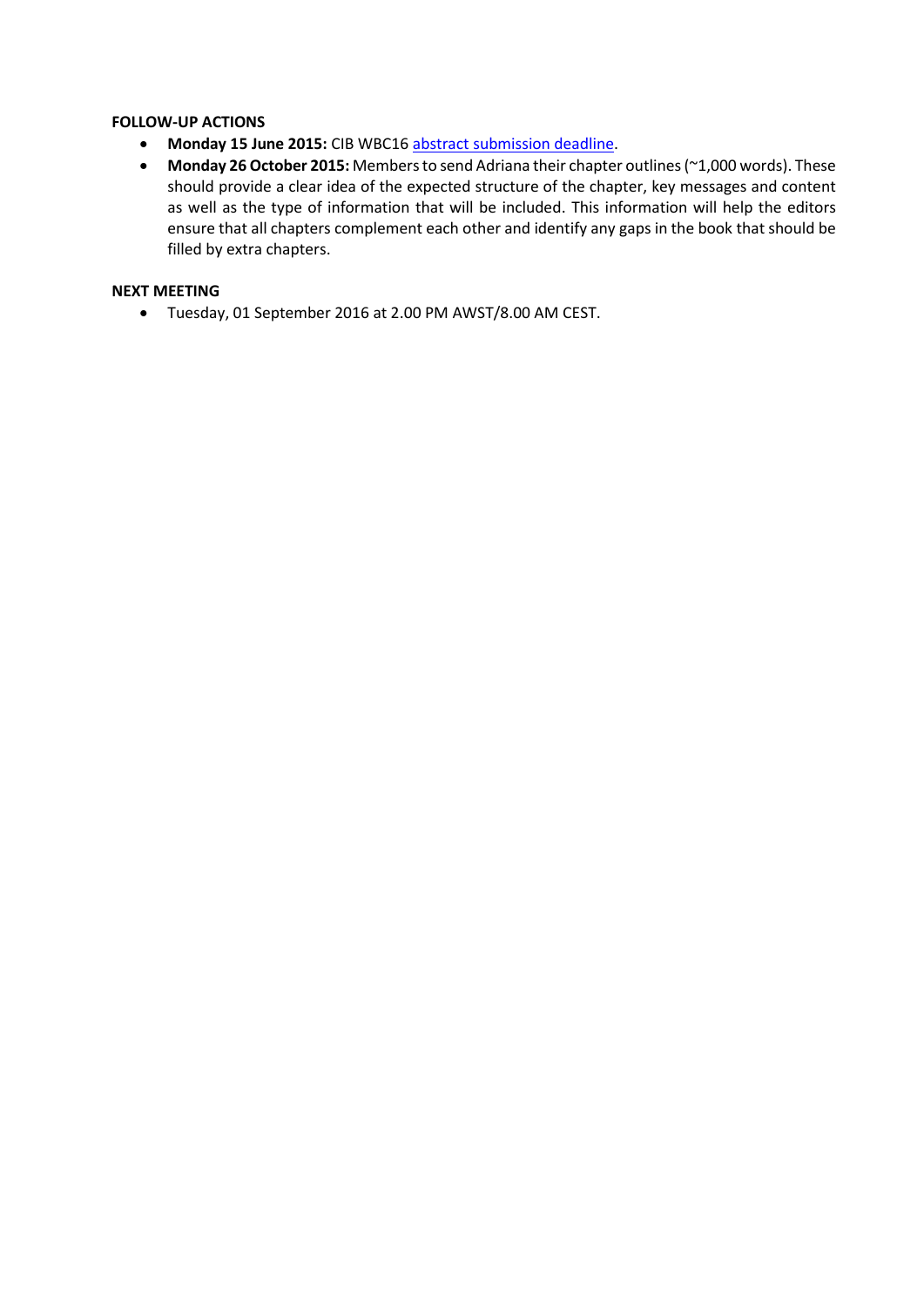**FOLLOW-UP ACTIONS**

- **Monday 15 June 2015:** CIB WBC16 abstract submission deadline.
- **Monday 26 October 2015:** Members to send Adriana their chapter outlines (~1,000 words). These should provide a clear idea of the expected structure of the chapter, key messages and content as well as the type of information that will be included. This information will help the editors ensure that all chapters complement each other and identify any gaps in the book that should be filled by extra chapters.

**NEXT MEETING**

- Tuesday, 01 September 2016 at 2.00 PM AWST/8.00 AM CEST.